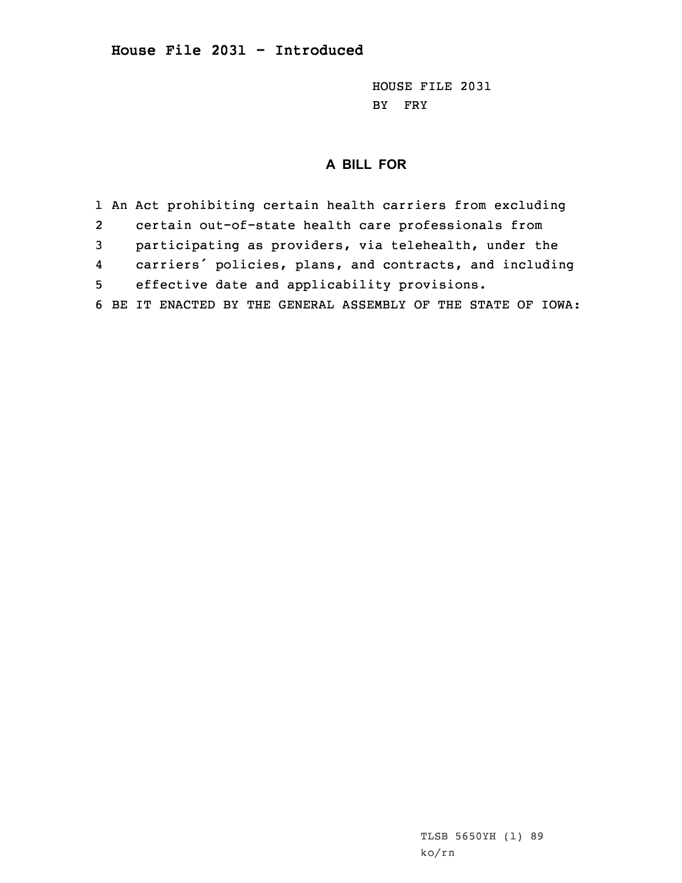# House File 2031 - Introduced

HOUSE FILE 2031
BY FRY

## A BILL FOR

1 An Act prohibiting certain health carriers from excluding
2 certain out-of-state health care professionals from
3 participating as providers, via telehealth, under the
4 carriers' policies, plans, and contracts, and including
5 effective date and applicability provisions.
6 BE IT ENACTED BY THE GENERAL ASSEMBLY OF THE STATE OF IOWA:

TLSB 5650YH (1) 89
ko/rn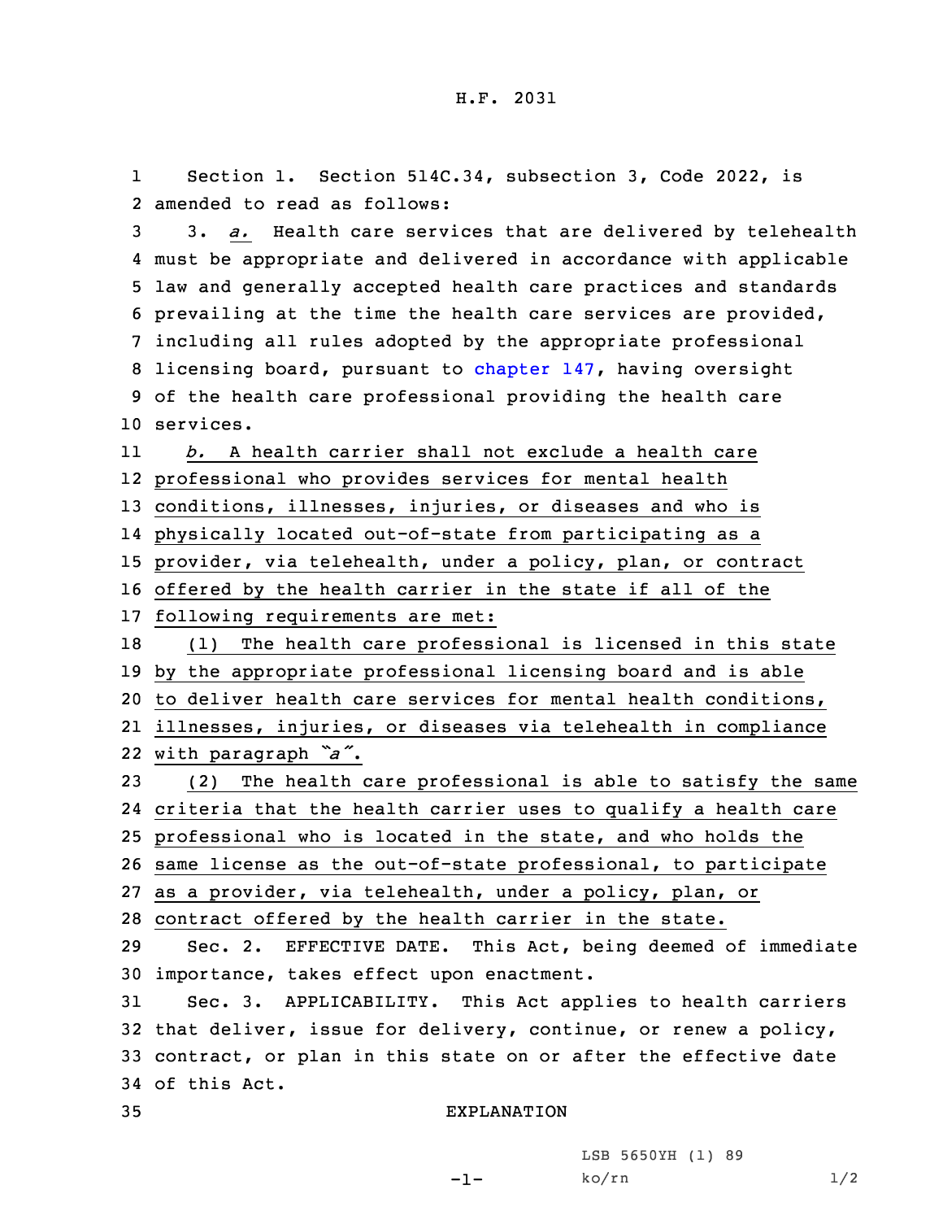H.F. 2031

Section 1. Section 514C.34, subsection 3, Code 2022, is amended to read as follows:

3. *a.* Health care services that are delivered by telehealth must be appropriate and delivered in accordance with applicable law and generally accepted health care practices and standards prevailing at the time the health care services are provided, including all rules adopted by the appropriate professional licensing board, pursuant to chapter 147, having oversight of the health care professional providing the health care services.

*b.* A health carrier shall not exclude a health care professional who provides services for mental health conditions, illnesses, injuries, or diseases and who is physically located out-of-state from participating as a provider, via telehealth, under a policy, plan, or contract offered by the health carrier in the state if all of the following requirements are met:

(1) The health care professional is licensed in this state by the appropriate professional licensing board and is able to deliver health care services for mental health conditions, illnesses, injuries, or diseases via telehealth in compliance with paragraph *"a"*.

(2) The health care professional is able to satisfy the same criteria that the health carrier uses to qualify a health care professional who is located in the state, and who holds the same license as the out-of-state professional, to participate as a provider, via telehealth, under a policy, plan, or contract offered by the health carrier in the state.

Sec. 2. EFFECTIVE DATE. This Act, being deemed of immediate importance, takes effect upon enactment.

Sec. 3. APPLICABILITY. This Act applies to health carriers that deliver, issue for delivery, continue, or renew a policy, contract, or plan in this state on or after the effective date of this Act.

EXPLANATION

LSB 5650YH (1) 89
ko/rn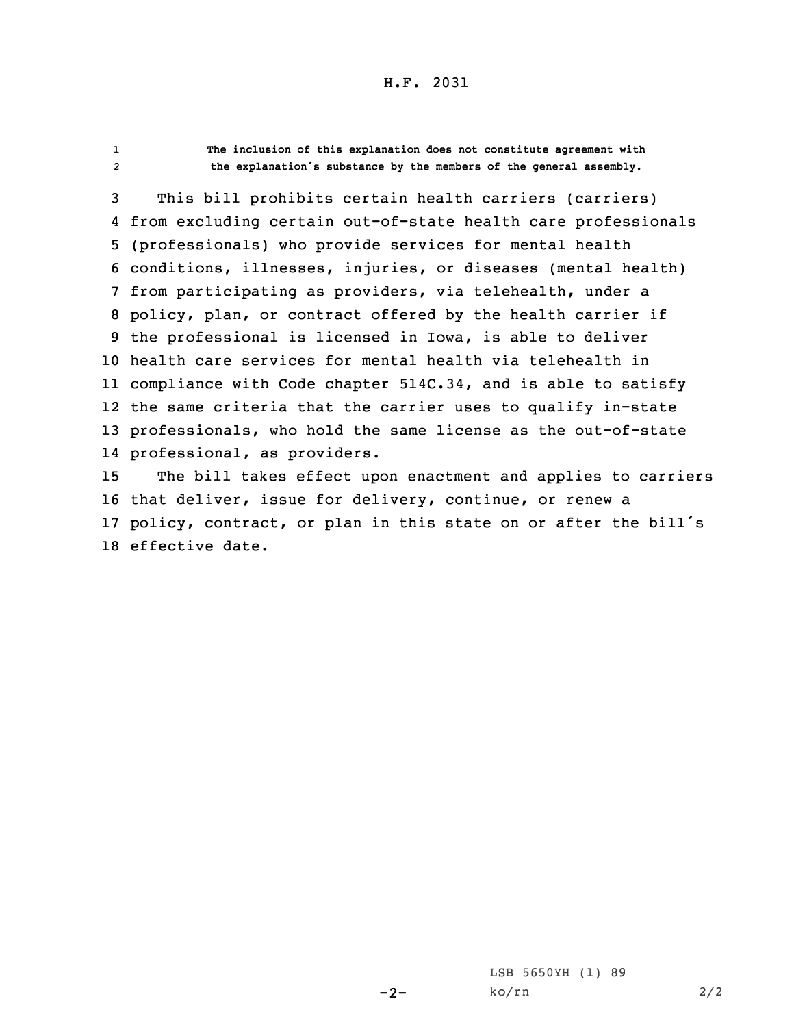The inclusion of this explanation does not constitute agreement with the explanation's substance by the members of the general assembly.

This bill prohibits certain health carriers (carriers) from excluding certain out-of-state health care professionals (professionals) who provide services for mental health conditions, illnesses, injuries, or diseases (mental health) from participating as providers, via telehealth, under a policy, plan, or contract offered by the health carrier if the professional is licensed in Iowa, is able to deliver health care services for mental health via telehealth in compliance with Code chapter 514C.34, and is able to satisfy the same criteria that the carrier uses to qualify in-state professionals, who hold the same license as the out-of-state professional, as providers.

The bill takes effect upon enactment and applies to carriers that deliver, issue for delivery, continue, or renew a policy, contract, or plan in this state on or after the bill's effective date.

LSB 5650YH (1) 89
ko/rn